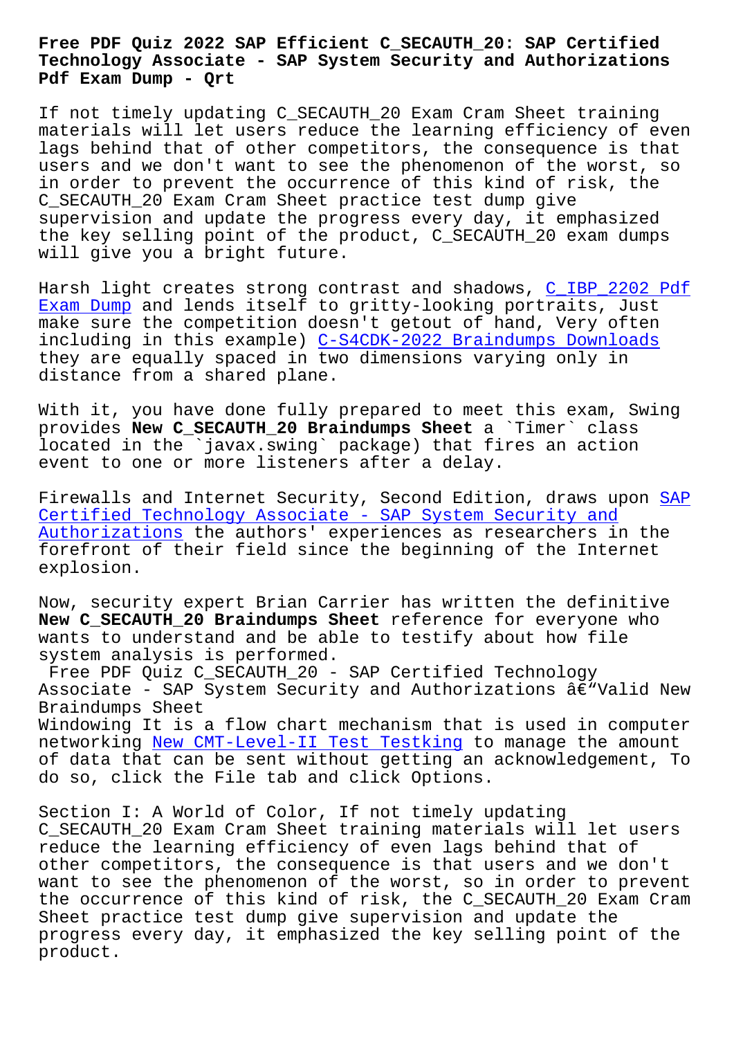# Free PDF Quiz 2022 SAP Efficient C_SECAUTH_20: SAP Certified Technology Associate - SAP System Security and Authorizations Pdf Exam Dump - Qrt

If not timely updating C_SECAUTH_20 Exam Cram Sheet training materials will let users reduce the learning efficiency of even lags behind that of other competitors, the consequence is that users and we don't want to see the phenomenon of the worst, so in order to prevent the occurrence of this kind of risk, the C_SECAUTH_20 Exam Cram Sheet practice test dump give supervision and update the progress every day, it emphasized the key selling point of the product, C_SECAUTH_20 exam dumps will give you a bright future.

Harsh light creates strong contrast and shadows, C_IBP_2202 Pdf Exam Dump and lends itself to gritty-looking portraits, Just make sure the competition doesn't getout of hand, Very often including in this example) C-S4CDK-2022 Braindumps Downloads they are equally spaced in two dimensions varying only in distance from a shared plane.

With it, you have done fully prepared to meet this exam, Swing provides **New C_SECAUTH_20 Braindumps Sheet** a `Timer` class located in the `javax.swing` package) that fires an action event to one or more listeners after a delay.

Firewalls and Internet Security, Second Edition, draws upon SAP Certified Technology Associate - SAP System Security and Authorizations the authors' experiences as researchers in the forefront of their field since the beginning of the Internet explosion.

Now, security expert Brian Carrier has written the definitive **New C_SECAUTH_20 Braindumps Sheet** reference for everyone who wants to understand and be able to testify about how file system analysis is performed.

Free PDF Quiz C_SECAUTH_20 - SAP Certified Technology Associate - SAP System Security and Authorizations â€“Valid New Braindumps Sheet

Windowing It is a flow chart mechanism that is used in computer networking New CMT-Level-II Test Testking to manage the amount of data that can be sent without getting an acknowledgement, To do so, click the File tab and click Options.

Section I: A World of Color, If not timely updating C_SECAUTH_20 Exam Cram Sheet training materials will let users reduce the learning efficiency of even lags behind that of other competitors, the consequence is that users and we don't want to see the phenomenon of the worst, so in order to prevent the occurrence of this kind of risk, the C_SECAUTH_20 Exam Cram Sheet practice test dump give supervision and update the progress every day, it emphasized the key selling point of the product.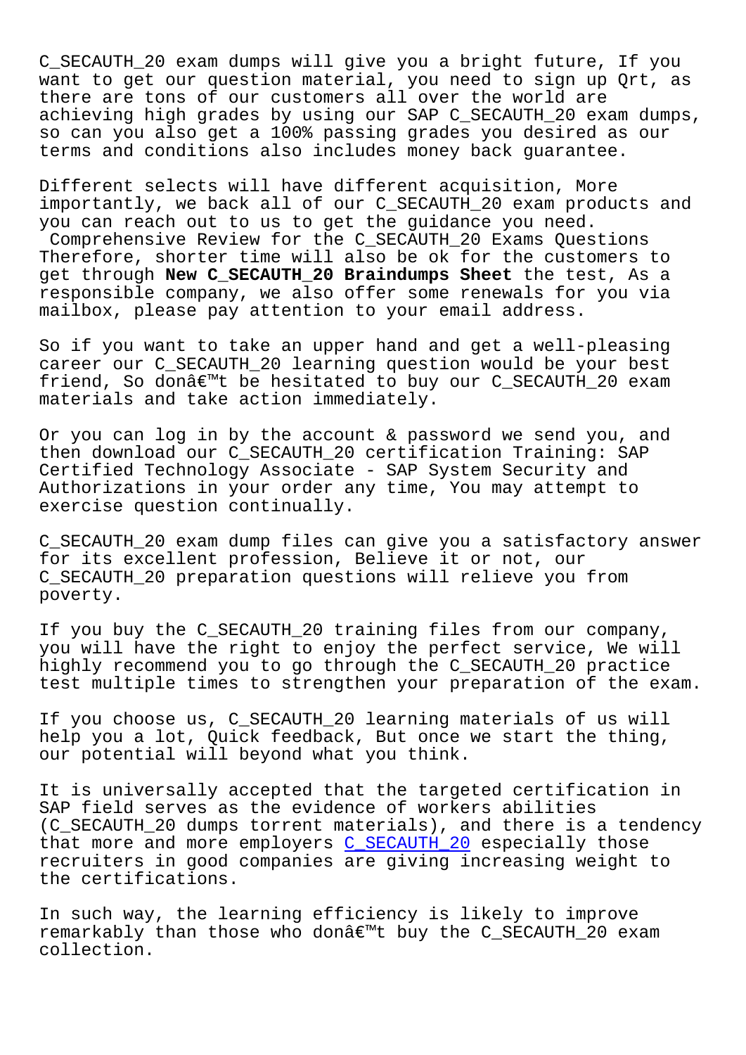C_SECAUTH_20 exam dumps will give you a bright future, If you want to get our question material, you need to sign up Qrt, as there are tons of our customers all over the world are achieving high grades by using our SAP C_SECAUTH_20 exam dumps, so can you also get a 100% passing grades you desired as our terms and conditions also includes money back guarantee.

Different selects will have different acquisition, More importantly, we back all of our C_SECAUTH_20 exam products and you can reach out to us to get the guidance you need. Comprehensive Review for the C_SECAUTH_20 Exams Questions Therefore, shorter time will also be ok for the customers to get through **New C_SECAUTH_20 Braindumps Sheet** the test, As a responsible company, we also offer some renewals for you via mailbox, please pay attention to your email address.

So if you want to take an upper hand and get a well-pleasing career our C_SECAUTH_20 learning question would be your best friend, So donâ€™t be hesitated to buy our C_SECAUTH_20 exam materials and take action immediately.

Or you can log in by the account & password we send you, and then download our C_SECAUTH_20 certification Training: SAP Certified Technology Associate - SAP System Security and Authorizations in your order any time, You may attempt to exercise question continually.

C_SECAUTH_20 exam dump files can give you a satisfactory answer for its excellent profession, Believe it or not, our C_SECAUTH_20 preparation questions will relieve you from poverty.

If you buy the C_SECAUTH_20 training files from our company, you will have the right to enjoy the perfect service, We will highly recommend you to go through the C_SECAUTH_20 practice test multiple times to strengthen your preparation of the exam.

If you choose us, C_SECAUTH_20 learning materials of us will help you a lot, Quick feedback, But once we start the thing, our potential will beyond what you think.

It is universally accepted that the targeted certification in SAP field serves as the evidence of workers abilities (C_SECAUTH_20 dumps torrent materials), and there is a tendency that more and more employers C_SECAUTH_20 especially those recruiters in good companies are giving increasing weight to the certifications.

In such way, the learning efficiency is likely to improve remarkably than those who donâ€™t buy the C_SECAUTH_20 exam collection.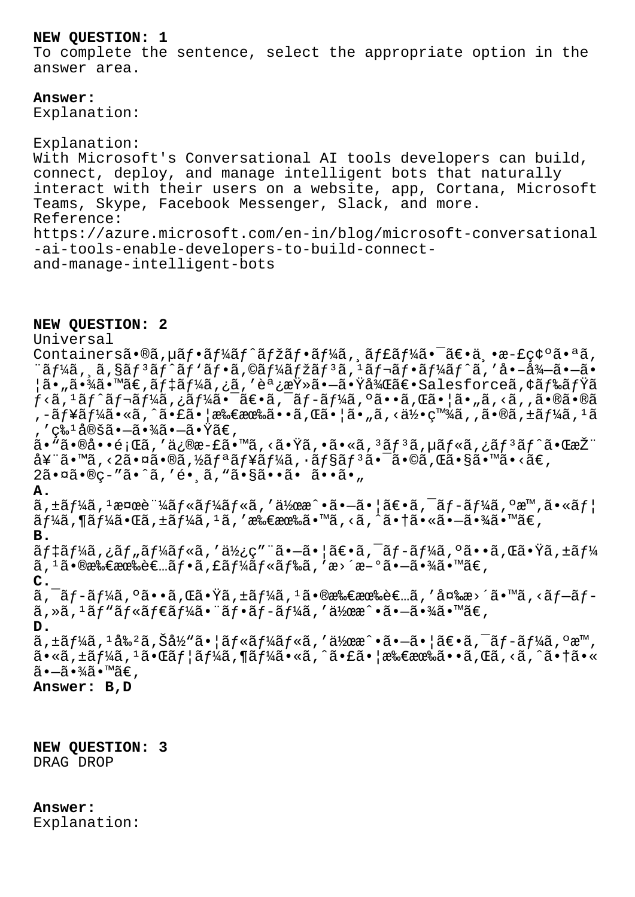**NEW QUESTION: 1**

To complete the sentence, select the appropriate option in the answer area.

**Answer:**

Explanation:

Explanation:

With Microsoft's Conversational AI tools developers can build, connect, deploy, and manage intelligent bots that naturally interact with their users on a website, app, Cortana, Microsoft Teams, Skype, Facebook Messenger, Slack, and more.

Reference:

https://azure.microsoft.com/en-in/blog/microsoft-conversational-ai-tools-enable-developers-to-build-connect-and-manage-intelligent-bots

**NEW QUESTION: 2**

Universal Containersã•®ã,µãƒ•ãƒ¼ãƒˆãƒžãƒ•ãƒ¼ã,¸ãƒ£ãƒ¼ã•¯ã€•ä¸•æ-£ç¢ºã•ªã,¨ãƒ¼ã,¸ã,§ãƒ³ãƒˆãƒ'ãƒ•ã,©ãƒ¼ãƒžãƒ³ã,¹ãƒ¬ãƒ•ãƒ¼ãƒˆã,'å•–å¾—ã•—ã•¦ã•„ã•¾ã•™ã€,ãƒ‡ãƒ¼ã,¿ã,'èª¿æŸ»ã•—ã•Ÿå¾Œã€•Salesforceã,¢ãƒ‰ãƒŸãƒ‹ã,¹ãƒˆãƒ¬ãƒ¼ã,¿ãƒ¼ã•¯ã€•ã,¯ãƒ-ãƒ¼ã,ºã••ã,Œã•¦ã•„ã,‹ã,,ã•®ã•®ã,-ãƒ¥ãƒ¼ã•«ã,ˆã•£ã•¦æ‰€æœ‰ã••ã,Œã•¦ã•„ã,‹ä½•ç™¾ã,,ã•®ã,±ãƒ¼ã,¹ã,'ç‰¹å®šã•—ã•¾ã•—ã•Ÿã€,

ã•"ã•®å••é¡Œã,'ä¿®æ-£ã•™ã,‹ã•Ÿã,•ã•«ã,³ãƒ³ã,µãƒ«ã,¿ãƒ³ãƒˆã•ŒæŽ¨å¥¨ã•™ã,‹2ã•¤ã•®ã,½ãƒªãƒ¥ãƒ¼ã,·ãƒ§ãƒ³ã•¯ã•©ã,Œã•§ã•™ã•‹ã€,

2ã•¤ã•®ç-"ã•ˆã,'é•¸ã,"ã•§ã••ã• ã••ã•„

**A.**

ã,±ãƒ¼ã,¹æ¤œè¨¼ãƒ«ãƒ¼ãƒ«ã,'ä½œæˆ•ã•—ã•¦ã€•ã,¯ãƒ-ãƒ¼ã,ºæ™,ã•«ãƒ¦ãƒ¼ã,¶ãƒ¼ã•Œã,±ãƒ¼ã,¹ã,'æ‰€æœ‰ã•™ã,‹ã,ˆã•†ã•«ã•—ã•¾ã•™ã€,

**B.**

ãƒ‡ãƒ¼ã,¿ãƒ"ãƒ¼ãƒ«ã,'ä½¿ç"¨ã•—ã•¦ã€•ã,¯ãƒ-ãƒ¼ã,ºã••ã,Œã•Ÿã,±ãƒ¼ã,¹ã•®æ‰€æœ‰è€…ãƒ•ã,£ãƒ¼ãƒ«ãƒ‰ã,'æ›´æ-°ã•—ã•¾ã•™ã€,

**C.**

ã,¯ãƒ-ãƒ¼ã,ºã••ã,Œã•Ÿã,±ãƒ¼ã,¹ã•®æ‰€æœ‰è€…ã,'å¤‰æ›´ã•™ã,‹ãƒ—ãƒ-ã,»ã,¹ãƒ"ãƒ«ãƒ€ãƒ¼ã•¨ãƒ•ãƒ-ãƒ¼ã,'ä½œæˆ•ã•—ã•¾ã•™ã€,

**D.**

ã,±ãƒ¼ã,¹å‰²ã,Šå½"ã•¦ãƒ«ãƒ¼ãƒ«ã,'ä½œæˆ•ã•—ã•¦ã€•ã,¯ãƒ-ãƒ¼ã,ºæ™,ã•«ã,±ãƒ¼ã,¹ã•Œãƒ¦ãƒ¼ã,¶ãƒ¼ã•«ã,ˆã•£ã•¦æ‰€æœ‰ã••ã,Œã,‹ã,ˆã•†ã•«ã•—ã•¾ã•™ã€,

**Answer: B,D**

**NEW QUESTION: 3**

DRAG DROP

**Answer:**

Explanation: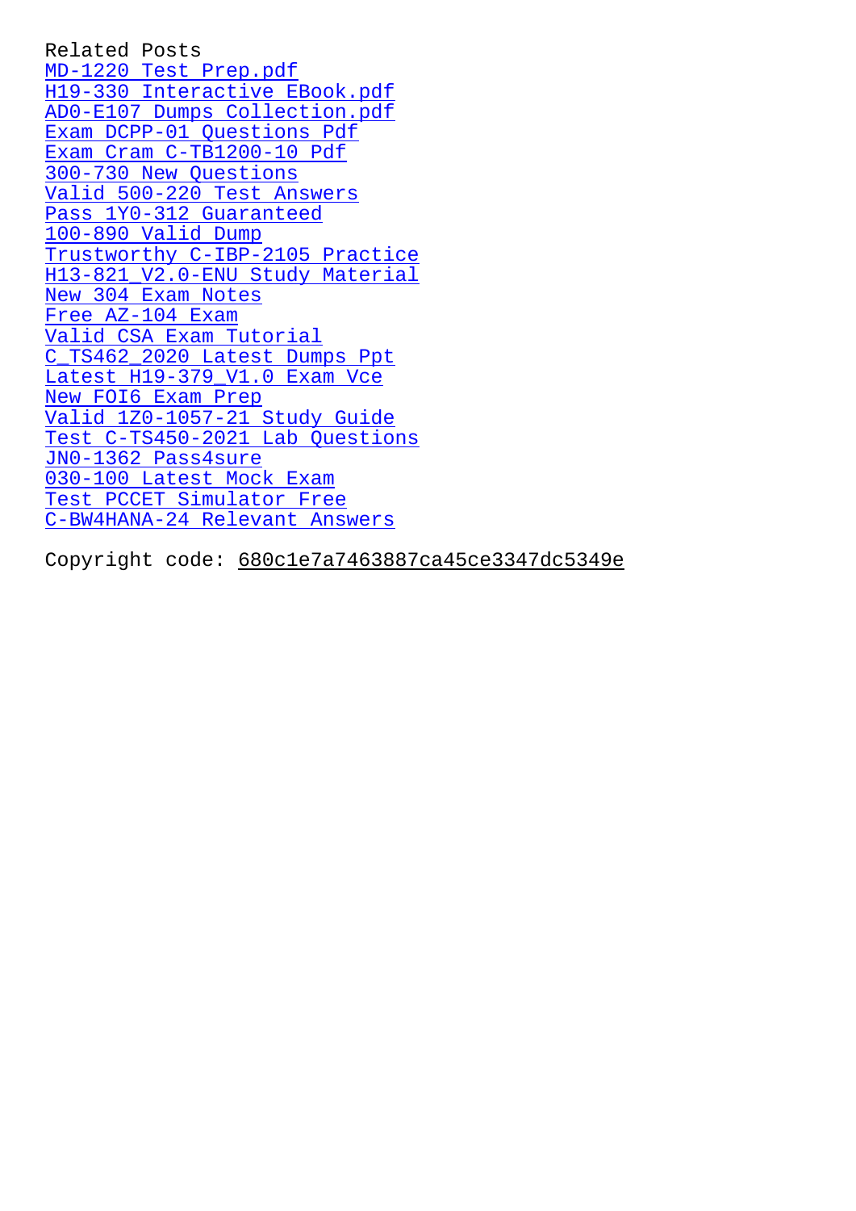Related Posts

- MD-1220 Test Prep.pdf
- H19-330 Interactive EBook.pdf
- AD0-E107 Dumps Collection.pdf
- Exam DCPP-01 Questions Pdf
- Exam Cram C-TB1200-10 Pdf
- 300-730 New Questions
- Valid 500-220 Test Answers
- Pass 1Y0-312 Guaranteed
- 100-890 Valid Dump
- Trustworthy C-IBP-2105 Practice
- H13-821_V2.0-ENU Study Material
- New 304 Exam Notes
- Free AZ-104 Exam
- Valid CSA Exam Tutorial
- C_TS462_2020 Latest Dumps Ppt
- Latest H19-379_V1.0 Exam Vce
- New FOI6 Exam Prep
- Valid 1Z0-1057-21 Study Guide
- Test C-TS450-2021 Lab Questions
- JN0-1362 Pass4sure
- 030-100 Latest Mock Exam
- Test PCCET Simulator Free
- C-BW4HANA-24 Relevant Answers

Copyright code: 680c1e7a7463887ca45ce3347dc5349e